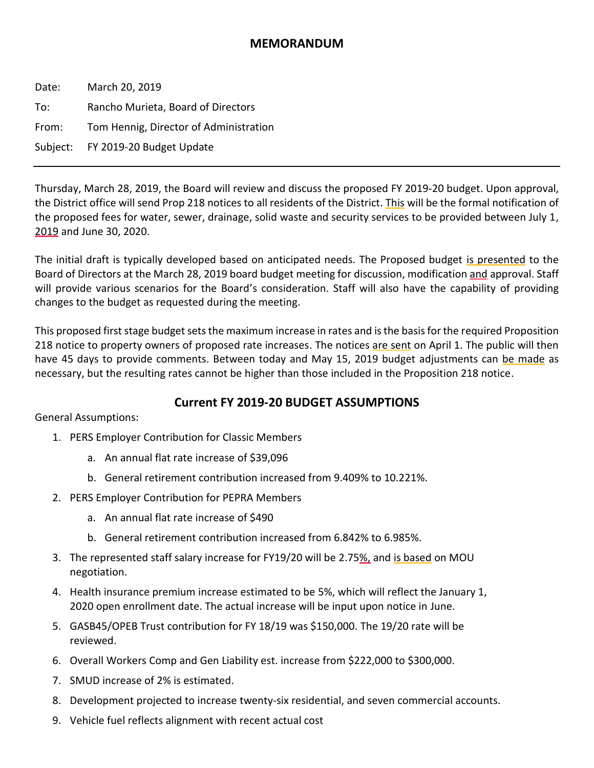# MEMORANDUM

Date: March 20, 2019

To: Rancho Murieta, Board of Directors

From: Tom Hennig, Director of Administration

Subject: FY 2019-20 Budget Update

---

Thursday, March 28, 2019, the Board will review and discuss the proposed FY 2019-20 budget. Upon approval, the District office will send Prop 218 notices to all residents of the District. This will be the formal notification of the proposed fees for water, sewer, drainage, solid waste and security services to be provided between July 1, 2019 and June 30, 2020.

The initial draft is typically developed based on anticipated needs. The Proposed budget is presented to the Board of Directors at the March 28, 2019 board budget meeting for discussion, modification and approval. Staff will provide various scenarios for the Board's consideration. Staff will also have the capability of providing changes to the budget as requested during the meeting.

This proposed first stage budget sets the maximum increase in rates and is the basis for the required Proposition 218 notice to property owners of proposed rate increases. The notices are sent on April 1. The public will then have 45 days to provide comments. Between today and May 15, 2019 budget adjustments can be made as necessary, but the resulting rates cannot be higher than those included in the Proposition 218 notice.

## Current FY 2019-20 BUDGET ASSUMPTIONS

General Assumptions:

1. PERS Employer Contribution for Classic Members
   a. An annual flat rate increase of $39,096
   b. General retirement contribution increased from 9.409% to 10.221%.
2. PERS Employer Contribution for PEPRA Members
   a. An annual flat rate increase of $490
   b. General retirement contribution increased from 6.842% to 6.985%.
3. The represented staff salary increase for FY19/20 will be 2.75%, and is based on MOU negotiation.
4. Health insurance premium increase estimated to be 5%, which will reflect the January 1, 2020 open enrollment date. The actual increase will be input upon notice in June.
5. GASB45/OPEB Trust contribution for FY 18/19 was $150,000. The 19/20 rate will be reviewed.
6. Overall Workers Comp and Gen Liability est. increase from $222,000 to $300,000.
7. SMUD increase of 2% is estimated.
8. Development projected to increase twenty-six residential, and seven commercial accounts.
9. Vehicle fuel reflects alignment with recent actual cost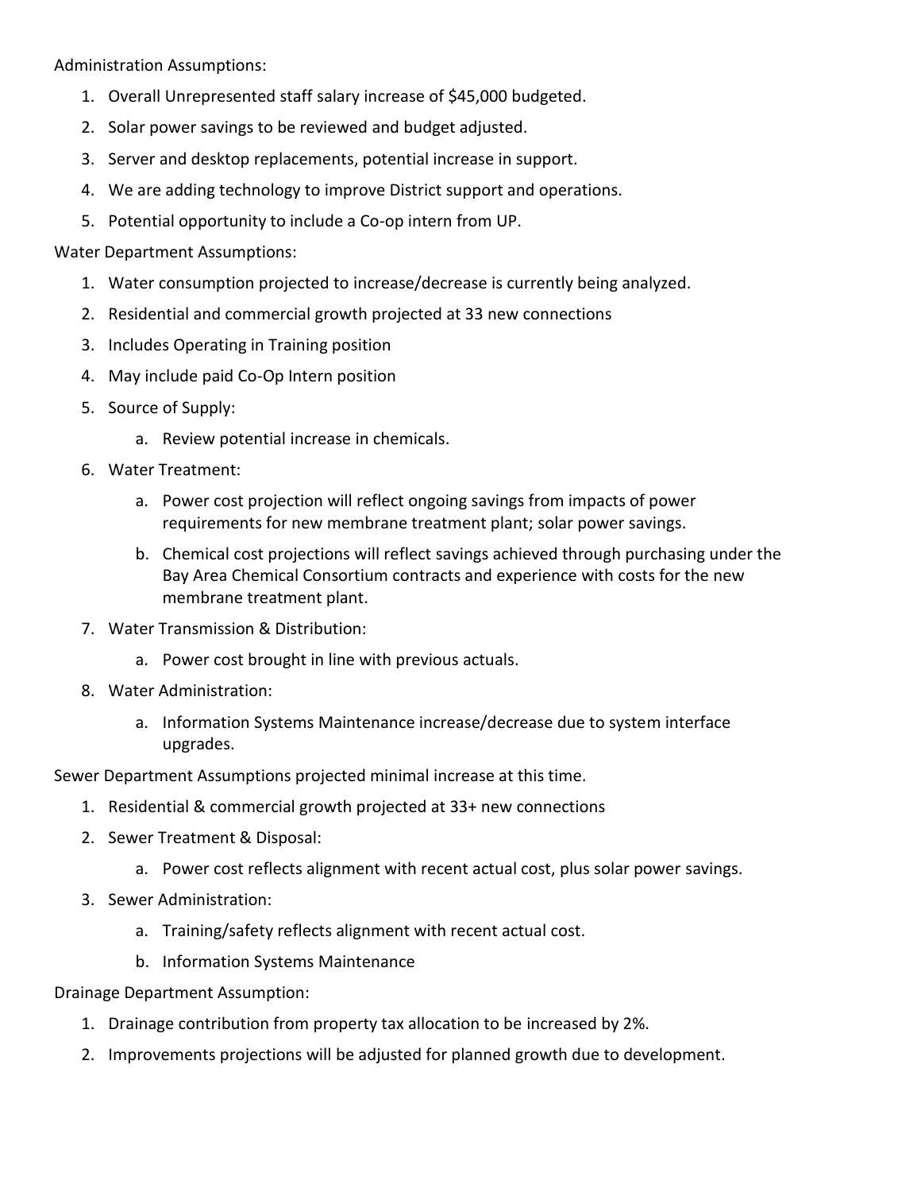Administration Assumptions:

1. Overall Unrepresented staff salary increase of $45,000 budgeted.
2. Solar power savings to be reviewed and budget adjusted.
3. Server and desktop replacements, potential increase in support.
4. We are adding technology to improve District support and operations.
5. Potential opportunity to include a Co-op intern from UP.

Water Department Assumptions:

1. Water consumption projected to increase/decrease is currently being analyzed.
2. Residential and commercial growth projected at 33 new connections
3. Includes Operating in Training position
4. May include paid Co-Op Intern position
5. Source of Supply:
    a. Review potential increase in chemicals.
6. Water Treatment:
    a. Power cost projection will reflect ongoing savings from impacts of power requirements for new membrane treatment plant; solar power savings.
    b. Chemical cost projections will reflect savings achieved through purchasing under the Bay Area Chemical Consortium contracts and experience with costs for the new membrane treatment plant.
7. Water Transmission & Distribution:
    a. Power cost brought in line with previous actuals.
8. Water Administration:
    a. Information Systems Maintenance increase/decrease due to system interface upgrades.

Sewer Department Assumptions projected minimal increase at this time.

1. Residential & commercial growth projected at 33+ new connections
2. Sewer Treatment & Disposal:
    a. Power cost reflects alignment with recent actual cost, plus solar power savings.
3. Sewer Administration:
    a. Training/safety reflects alignment with recent actual cost.
    b. Information Systems Maintenance

Drainage Department Assumption:

1. Drainage contribution from property tax allocation to be increased by 2%.
2. Improvements projections will be adjusted for planned growth due to development.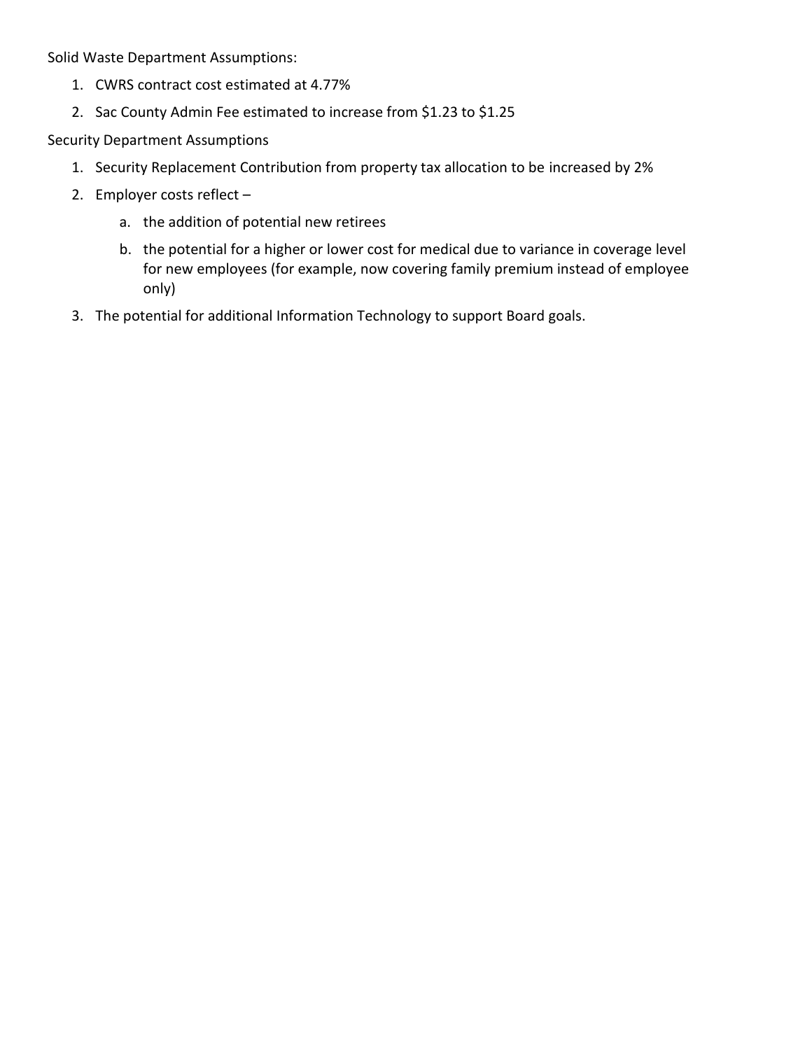Solid Waste Department Assumptions:

1. CWRS contract cost estimated at 4.77%
2. Sac County Admin Fee estimated to increase from $1.23 to $1.25

Security Department Assumptions

1. Security Replacement Contribution from property tax allocation to be increased by 2%
2. Employer costs reflect –
   a. the addition of potential new retirees
   b. the potential for a higher or lower cost for medical due to variance in coverage level for new employees (for example, now covering family premium instead of employee only)
3. The potential for additional Information Technology to support Board goals.